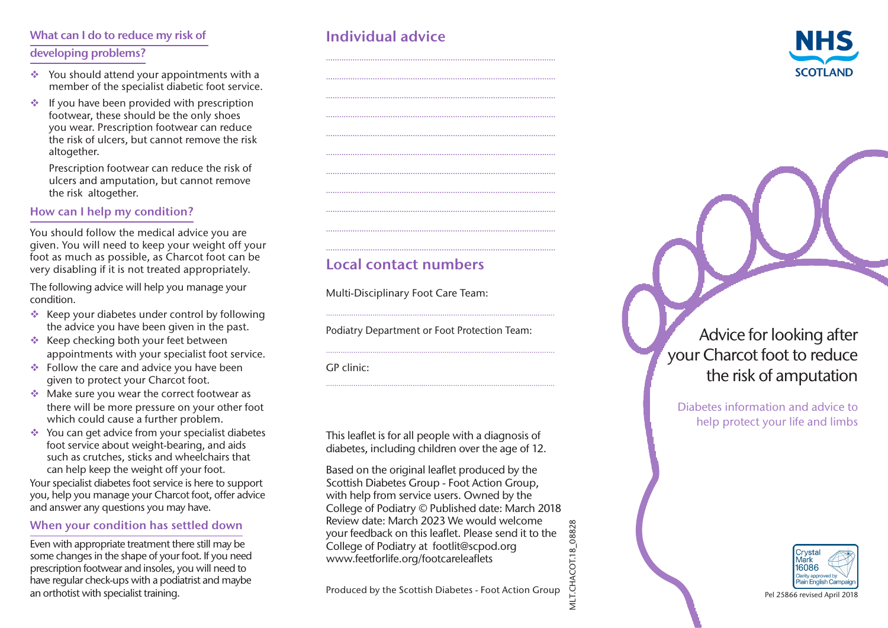## What can I do to reduce my risk of developing problems?

- You should attend your appointments with a member of the specialist diabetic foot service.
- If you have been provided with prescription footwear, these should be the only shoes you wear. Prescription footwear can reduce the risk of ulcers, but cannot remove the risk altogether.

  Prescription footwear can reduce the risk of ulcers and amputation, but cannot remove the risk altogether.

## How can I help my condition?

You should follow the medical advice you are given. You will need to keep your weight off your foot as much as possible, as Charcot foot can be very disabling if it is not treated appropriately.

The following advice will help you manage your condition.

- Keep your diabetes under control by following the advice you have been given in the past.
- Keep checking both your feet between appointments with your specialist foot service.
- Follow the care and advice you have been given to protect your Charcot foot.
- Make sure you wear the correct footwear as there will be more pressure on your other foot which could cause a further problem.
- You can get advice from your specialist diabetes foot service about weight-bearing, and aids such as crutches, sticks and wheelchairs that can help keep the weight off your foot.

Your specialist diabetes foot service is here to support you, help you manage your Charcot foot, offer advice and answer any questions you may have.

## When your condition has settled down

Even with appropriate treatment there still may be some changes in the shape of your foot. If you need prescription footwear and insoles, you will need to have regular check-ups with a podiatrist and maybe an orthotist with specialist training.

## Individual advice

..................................................................................................

..................................................................................................

..................................................................................................

..................................................................................................

..................................................................................................

..................................................................................................

..................................................................................................

..................................................................................................

..................................................................................................

..................................................................................................

..................................................................................................

## Local contact numbers

Multi-Disciplinary Foot Care Team:

..................................................................................................

Podiatry Department or Foot Protection Team:

..................................................................................................

GP clinic:

..................................................................................................

This leaflet is for all people with a diagnosis of diabetes, including children over the age of 12.

Based on the original leaflet produced by the Scottish Diabetes Group - Foot Action Group, with help from service users. Owned by the College of Podiatry © Published date: March 2018 Review date: March 2023 We would welcome your feedback on this leaflet. Please send it to the College of Podiatry at footlit@scpod.org www.feetforlife.org/footcareleaflets

Produced by the Scottish Diabetes - Foot Action Group

MLT.CHACOT.18_08828

NHS SCOTLAND

# Advice for looking after your Charcot foot to reduce the risk of amputation

Diabetes information and advice to help protect your life and limbs

Crystal Mark 16086 Clarity approved by Plain English Campaign

Pel 25866 revised April 2018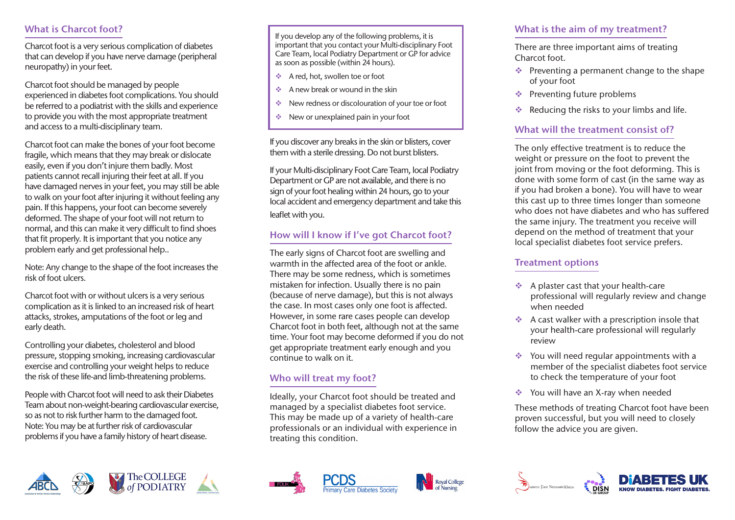## What is Charcot foot?

Charcot foot is a very serious complication of diabetes that can develop if you have nerve damage (peripheral neuropathy) in your feet.

Charcot foot should be managed by people experienced in diabetes foot complications. You should be referred to a podiatrist with the skills and experience to provide you with the most appropriate treatment and access to a multi-disciplinary team.

Charcot foot can make the bones of your foot become fragile, which means that they may break or dislocate easily, even if you don't injure them badly. Most patients cannot recall injuring their feet at all. If you have damaged nerves in your feet, you may still be able to walk on your foot after injuring it without feeling any pain. If this happens, your foot can become severely deformed. The shape of your foot will not return to normal, and this can make it very difficult to find shoes that fit properly. It is important that you notice any problem early and get professional help..

Note: Any change to the shape of the foot increases the risk of foot ulcers.

Charcot foot with or without ulcers is a very serious complication as it is linked to an increased risk of heart attacks, strokes, amputations of the foot or leg and early death.

Controlling your diabetes, cholesterol and blood pressure, stopping smoking, increasing cardiovascular exercise and controlling your weight helps to reduce the risk of these life-and limb-threatening problems.

People with Charcot foot will need to ask their Diabetes Team about non-weight-bearing cardiovascular exercise, so as not to risk further harm to the damaged foot. Note: You may be at further risk of cardiovascular problems if you have a family history of heart disease.

If you develop any of the following problems, it is important that you contact your Multi-disciplinary Foot Care Team, local Podiatry Department or GP for advice as soon as possible (within 24 hours).

- A red, hot, swollen toe or foot
- A new break or wound in the skin
- New redness or discolouration of your toe or foot
- New or unexplained pain in your foot

If you discover any breaks in the skin or blisters, cover them with a sterile dressing. Do not burst blisters.

If your Multi-disciplinary Foot Care Team, local Podiatry Department or GP are not available, and there is no sign of your foot healing within 24 hours, go to your local accident and emergency department and take this leaflet with you.

## How will I know if I've got Charcot foot?

The early signs of Charcot foot are swelling and warmth in the affected area of the foot or ankle. There may be some redness, which is sometimes mistaken for infection. Usually there is no pain (because of nerve damage), but this is not always the case. In most cases only one foot is affected. However, in some rare cases people can develop Charcot foot in both feet, although not at the same time. Your foot may become deformed if you do not get appropriate treatment early enough and you continue to walk on it.

## Who will treat my foot?

Ideally, your Charcot foot should be treated and managed by a specialist diabetes foot service. This may be made up of a variety of health-care professionals or an individual with experience in treating this condition.

## What is the aim of my treatment?

There are three important aims of treating Charcot foot.

- Preventing a permanent change to the shape of your foot
- Preventing future problems
- Reducing the risks to your limbs and life.

## What will the treatment consist of?

The only effective treatment is to reduce the weight or pressure on the foot to prevent the joint from moving or the foot deforming. This is done with some form of cast (in the same way as if you had broken a bone). You will have to wear this cast up to three times longer than someone who does not have diabetes and who has suffered the same injury. The treatment you receive will depend on the method of treatment that your local specialist diabetes foot service prefers.

## Treatment options

- A plaster cast that your health-care professional will regularly review and change when needed
- A cast walker with a prescription insole that your health-care professional will regularly review
- You will need regular appointments with a member of the specialist diabetes foot service to check the temperature of your foot
- You will have an X-ray when needed

These methods of treating Charcot foot have been proven successful, but you will need to closely follow the advice you are given.